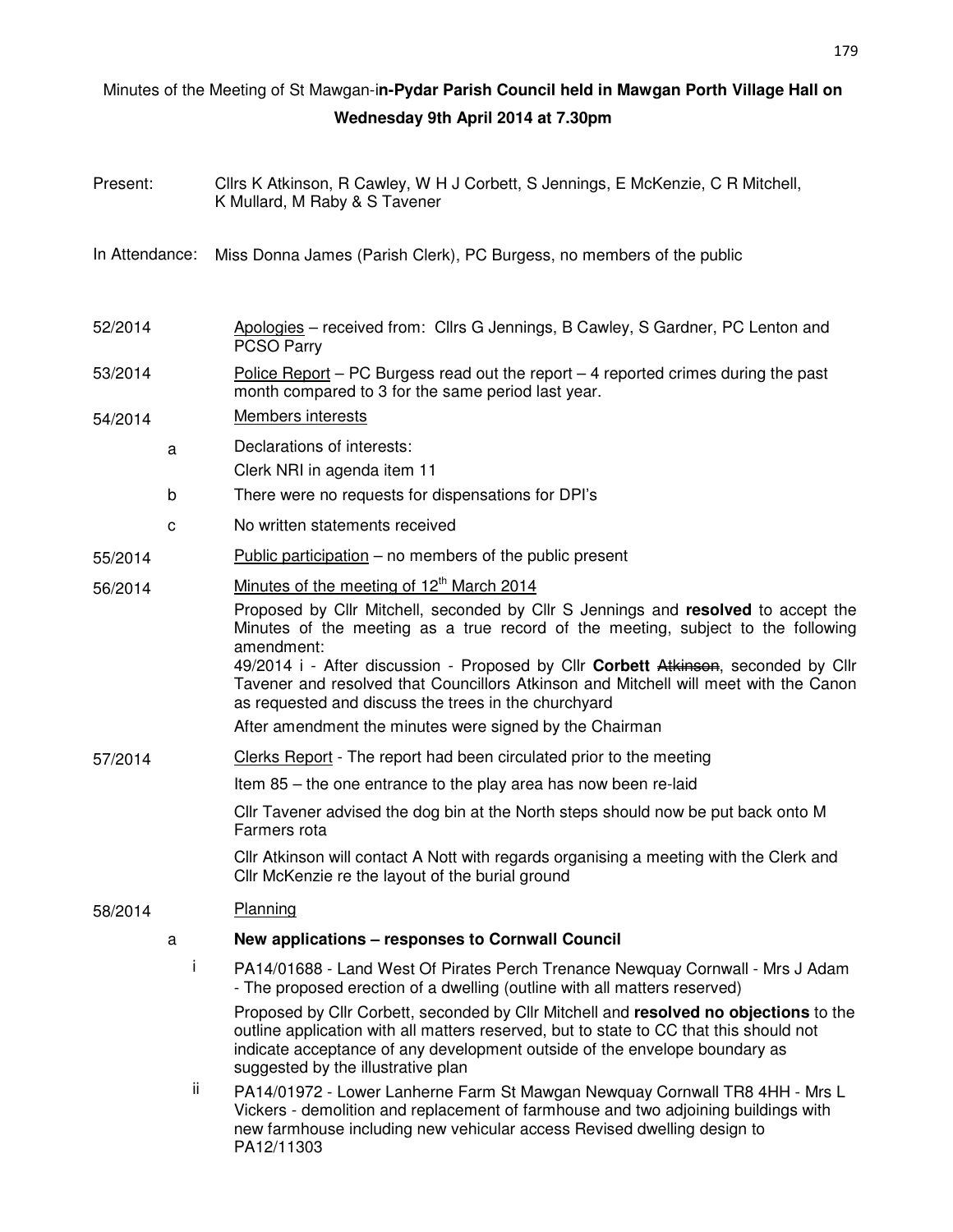Minutes of the Meeting of St Mawgan-i**n-Pydar Parish Council held in Mawgan Porth Village Hall on Wednesday 9th April 2014 at 7.30pm**

Present: Cllrs K Atkinson, R Cawley, W H J Corbett, S Jennings, E McKenzie, C R Mitchell, K Mullard, M Raby & S Tavener

In Attendance: Miss Donna James (Parish Clerk), PC Burgess, no members of the public

52/2014 Apologies – received from: Cllrs G Jennings, B Cawley, S Gardner, PC Lenton and PCSO Parry

53/2014 Police Report – PC Burgess read out the report – 4 reported crimes during the past month compared to 3 for the same period last year.

54/2014 Members interests

a Declarations of interests:
Clerk NRI in agenda item 11

b There were no requests for dispensations for DPI's

c No written statements received

55/2014 Public participation – no members of the public present

56/2014 Minutes of the meeting of 12th March 2014

Proposed by Cllr Mitchell, seconded by Cllr S Jennings and **resolved** to accept the Minutes of the meeting as a true record of the meeting, subject to the following amendment:
49/2014 i - After discussion - Proposed by Cllr **Corbett** ~~Atkinson~~, seconded by Cllr Tavener and resolved that Councillors Atkinson and Mitchell will meet with the Canon as requested and discuss the trees in the churchyard

After amendment the minutes were signed by the Chairman

57/2014 Clerks Report - The report had been circulated prior to the meeting

Item 85 – the one entrance to the play area has now been re-laid

Cllr Tavener advised the dog bin at the North steps should now be put back onto M Farmers rota

Cllr Atkinson will contact A Nott with regards organising a meeting with the Clerk and Cllr McKenzie re the layout of the burial ground

58/2014 Planning

a **New applications – responses to Cornwall Council**

i PA14/01688 - Land West Of Pirates Perch Trenance Newquay Cornwall - Mrs J Adam - The proposed erection of a dwelling (outline with all matters reserved)

Proposed by Cllr Corbett, seconded by Cllr Mitchell and **resolved no objections** to the outline application with all matters reserved, but to state to CC that this should not indicate acceptance of any development outside of the envelope boundary as suggested by the illustrative plan

ii PA14/01972 - Lower Lanherne Farm St Mawgan Newquay Cornwall TR8 4HH - Mrs L Vickers - demolition and replacement of farmhouse and two adjoining buildings with new farmhouse including new vehicular access Revised dwelling design to PA12/11303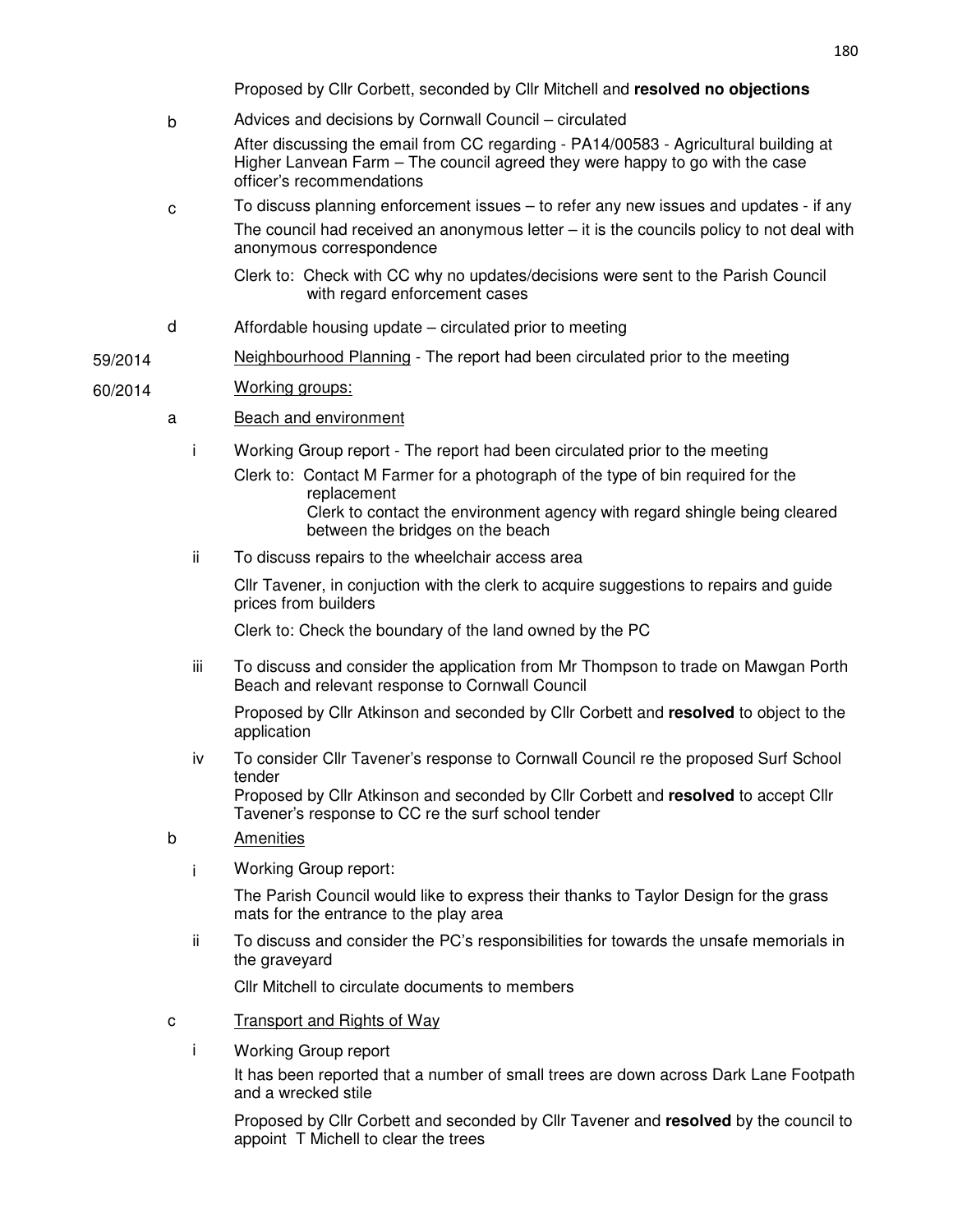Proposed by Cllr Corbett, seconded by Cllr Mitchell and **resolved no objections**

b Advices and decisions by Cornwall Council – circulated

After discussing the email from CC regarding - PA14/00583 - Agricultural building at Higher Lanvean Farm – The council agreed they were happy to go with the case officer's recommendations

c To discuss planning enforcement issues – to refer any new issues and updates - if any

The council had received an anonymous letter – it is the councils policy to not deal with anonymous correspondence

Clerk to: Check with CC why no updates/decisions were sent to the Parish Council with regard enforcement cases

d Affordable housing update – circulated prior to meeting

59/2014 Neighbourhood Planning - The report had been circulated prior to the meeting

60/2014 Working groups:

a Beach and environment

i Working Group report - The report had been circulated prior to the meeting

Clerk to: Contact M Farmer for a photograph of the type of bin required for the replacement
Clerk to contact the environment agency with regard shingle being cleared between the bridges on the beach

ii To discuss repairs to the wheelchair access area

Cllr Tavener, in conjuction with the clerk to acquire suggestions to repairs and guide prices from builders

Clerk to: Check the boundary of the land owned by the PC

iii To discuss and consider the application from Mr Thompson to trade on Mawgan Porth Beach and relevant response to Cornwall Council

Proposed by Cllr Atkinson and seconded by Cllr Corbett and **resolved** to object to the application

iv To consider Cllr Tavener's response to Cornwall Council re the proposed Surf School tender

Proposed by Cllr Atkinson and seconded by Cllr Corbett and **resolved** to accept Cllr Tavener's response to CC re the surf school tender

b Amenities

i Working Group report:

The Parish Council would like to express their thanks to Taylor Design for the grass mats for the entrance to the play area

ii To discuss and consider the PC's responsibilities for towards the unsafe memorials in the graveyard

Cllr Mitchell to circulate documents to members

c Transport and Rights of Way

i Working Group report

It has been reported that a number of small trees are down across Dark Lane Footpath and a wrecked stile

Proposed by Cllr Corbett and seconded by Cllr Tavener and **resolved** by the council to appoint T Michell to clear the trees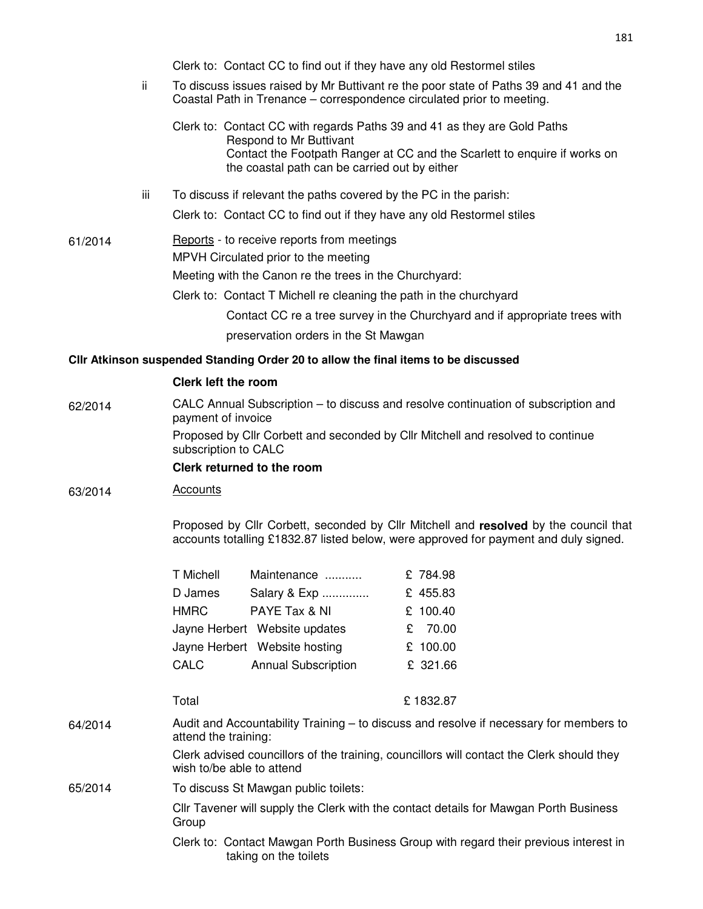Clerk to: Contact CC to find out if they have any old Restormel stiles

ii To discuss issues raised by Mr Buttivant re the poor state of Paths 39 and 41 and the Coastal Path in Trenance – correspondence circulated prior to meeting.

Clerk to: Contact CC with regards Paths 39 and 41 as they are Gold Paths
Respond to Mr Buttivant
Contact the Footpath Ranger at CC and the Scarlett to enquire if works on the coastal path can be carried out by either

iii To discuss if relevant the paths covered by the PC in the parish:

Clerk to: Contact CC to find out if they have any old Restormel stiles

61/2014 Reports - to receive reports from meetings

MPVH Circulated prior to the meeting

Meeting with the Canon re the trees in the Churchyard:

Clerk to: Contact T Michell re cleaning the path in the churchyard
Contact CC re a tree survey in the Churchyard and if appropriate trees with preservation orders in the St Mawgan

**Cllr Atkinson suspended Standing Order 20 to allow the final items to be discussed**

**Clerk left the room**

62/2014 CALC Annual Subscription – to discuss and resolve continuation of subscription and payment of invoice

Proposed by Cllr Corbett and seconded by Cllr Mitchell and resolved to continue subscription to CALC

**Clerk returned to the room**

63/2014 Accounts

Proposed by Cllr Corbett, seconded by Cllr Mitchell and **resolved** by the council that accounts totalling £1832.87 listed below, were approved for payment and duly signed.

| | | |
|---|---|---|
| T Michell | Maintenance ........... | £ 784.98 |
| D James | Salary & Exp .............. | £ 455.83 |
| HMRC | PAYE Tax & NI | £ 100.40 |
| Jayne Herbert | Website updates | £ 70.00 |
| Jayne Herbert | Website hosting | £ 100.00 |
| CALC | Annual Subscription | £ 321.66 |
| Total | | £ 1832.87 |

64/2014 Audit and Accountability Training – to discuss and resolve if necessary for members to attend the training:

Clerk advised councillors of the training, councillors will contact the Clerk should they wish to/be able to attend

65/2014 To discuss St Mawgan public toilets:

Cllr Tavener will supply the Clerk with the contact details for Mawgan Porth Business Group

Clerk to: Contact Mawgan Porth Business Group with regard their previous interest in taking on the toilets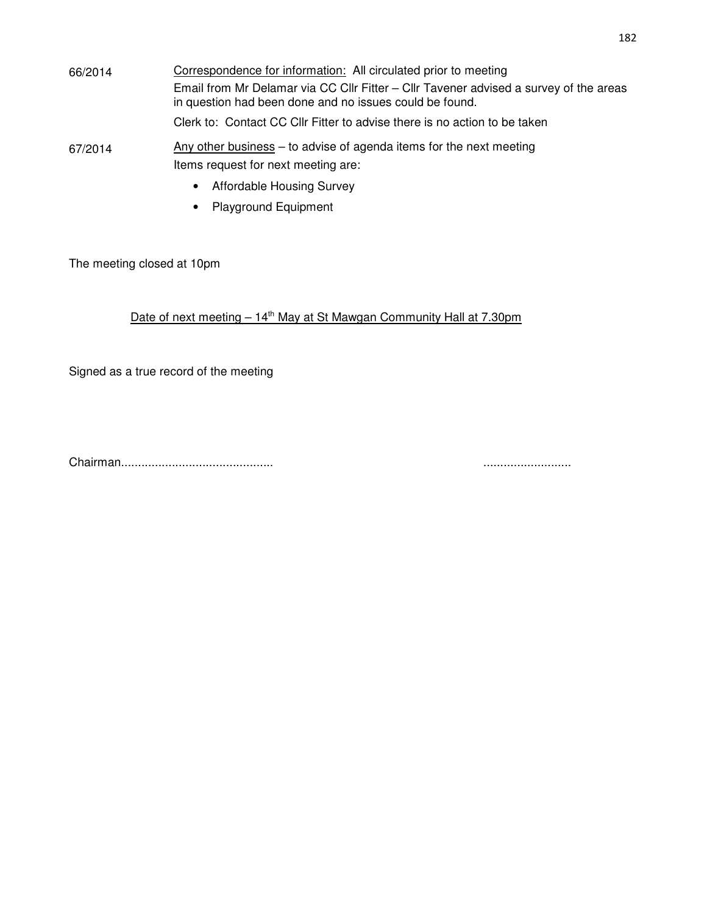66/2014 <u>Correspondence for information:</u> All circulated prior to meeting

Email from Mr Delamar via CC Cllr Fitter – Cllr Tavener advised a survey of the areas in question had been done and no issues could be found.

Clerk to: Contact CC Cllr Fitter to advise there is no action to be taken

67/2014 <u>Any other business</u> – to advise of agenda items for the next meeting

Items request for next meeting are:

- Affordable Housing Survey
- Playground Equipment

The meeting closed at 10pm

<u>Date of next meeting – 14th May at St Mawgan Community Hall at 7.30pm</u>

Signed as a true record of the meeting

Chairman.............................................                                        ..........................